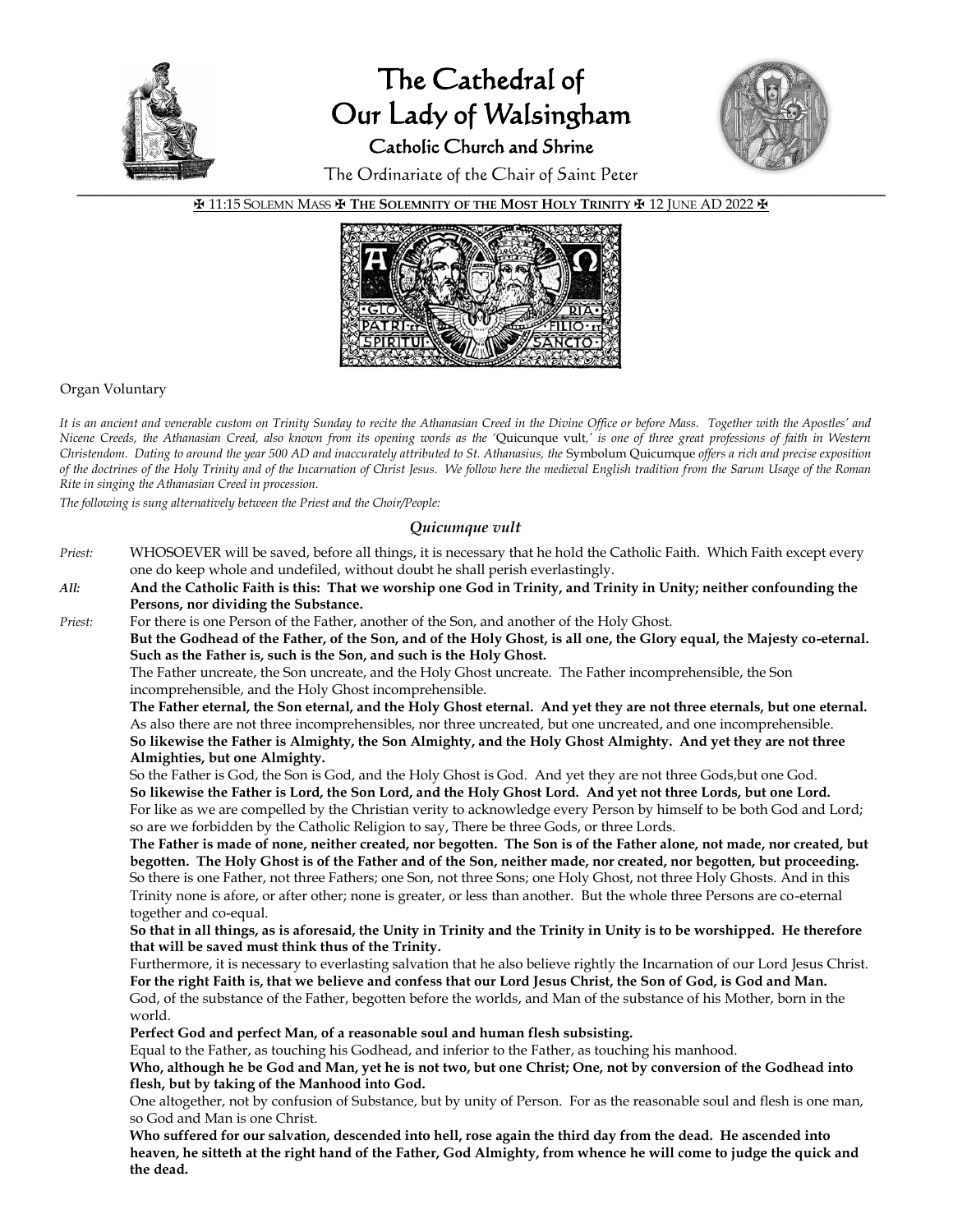# The Cathedral of Our Lady of Walsingham

## Catholic Church and Shrine

The Ordinariate of the Chair of Saint Peter

✠ 11:15 SOLEMN MASS ✠ **THE SOLEMNITY OF THE MOST HOLY TRINITY** ✠ 12 JUNE AD 2022 ✠

Organ Voluntary

*It is an ancient and venerable custom on Trinity Sunday to recite the Athanasian Creed in the Divine Office or before Mass. Together with the Apostles' and Nicene Creeds, the Athanasian Creed, also known from its opening words as the '*Quicunque vult*,' is one of three great professions of faith in Western Christendom. Dating to around the year 500 AD and inaccurately attributed to St. Athanasius, the* Symbolum Quicumque *offers a rich and precise exposition of the doctrines of the Holy Trinity and of the Incarnation of Christ Jesus. We follow here the medieval English tradition from the Sarum Usage of the Roman Rite in singing the Athanasian Creed in procession.*

*The following is sung alternatively between the Priest and the Choir/People:*

### *Quicumque vult*

*Priest:* WHOSOEVER will be saved, before all things, it is necessary that he hold the Catholic Faith. Which Faith except every one do keep whole and undefiled, without doubt he shall perish everlastingly.

*All:* **And the Catholic Faith is this: That we worship one God in Trinity, and Trinity in Unity; neither confounding the Persons, nor dividing the Substance.**

*Priest:* For there is one Person of the Father, another of the Son, and another of the Holy Ghost.

**But the Godhead of the Father, of the Son, and of the Holy Ghost, is all one, the Glory equal, the Majesty co-eternal. Such as the Father is, such is the Son, and such is the Holy Ghost.**

The Father uncreate, the Son uncreate, and the Holy Ghost uncreate. The Father incomprehensible, the Son incomprehensible, and the Holy Ghost incomprehensible.

**The Father eternal, the Son eternal, and the Holy Ghost eternal. And yet they are not three eternals, but one eternal.**

As also there are not three incomprehensibles, nor three uncreated, but one uncreated, and one incomprehensible.

**So likewise the Father is Almighty, the Son Almighty, and the Holy Ghost Almighty. And yet they are not three Almighties, but one Almighty.**

So the Father is God, the Son is God, and the Holy Ghost is God. And yet they are not three Gods,but one God.

**So likewise the Father is Lord, the Son Lord, and the Holy Ghost Lord. And yet not three Lords, but one Lord.**

For like as we are compelled by the Christian verity to acknowledge every Person by himself to be both God and Lord; so are we forbidden by the Catholic Religion to say, There be three Gods, or three Lords.

**The Father is made of none, neither created, nor begotten. The Son is of the Father alone, not made, nor created, but begotten. The Holy Ghost is of the Father and of the Son, neither made, nor created, nor begotten, but proceeding.**

So there is one Father, not three Fathers; one Son, not three Sons; one Holy Ghost, not three Holy Ghosts. And in this Trinity none is afore, or after other; none is greater, or less than another. But the whole three Persons are co-eternal together and co-equal.

**So that in all things, as is aforesaid, the Unity in Trinity and the Trinity in Unity is to be worshipped. He therefore that will be saved must think thus of the Trinity.**

Furthermore, it is necessary to everlasting salvation that he also believe rightly the Incarnation of our Lord Jesus Christ.

**For the right Faith is, that we believe and confess that our Lord Jesus Christ, the Son of God, is God and Man.**

God, of the substance of the Father, begotten before the worlds, and Man of the substance of his Mother, born in the world.

**Perfect God and perfect Man, of a reasonable soul and human flesh subsisting.**

Equal to the Father, as touching his Godhead, and inferior to the Father, as touching his manhood.

**Who, although he be God and Man, yet he is not two, but one Christ; One, not by conversion of the Godhead into flesh, but by taking of the Manhood into God.**

One altogether, not by confusion of Substance, but by unity of Person. For as the reasonable soul and flesh is one man, so God and Man is one Christ.

**Who suffered for our salvation, descended into hell, rose again the third day from the dead. He ascended into heaven, he sitteth at the right hand of the Father, God Almighty, from whence he will come to judge the quick and the dead.**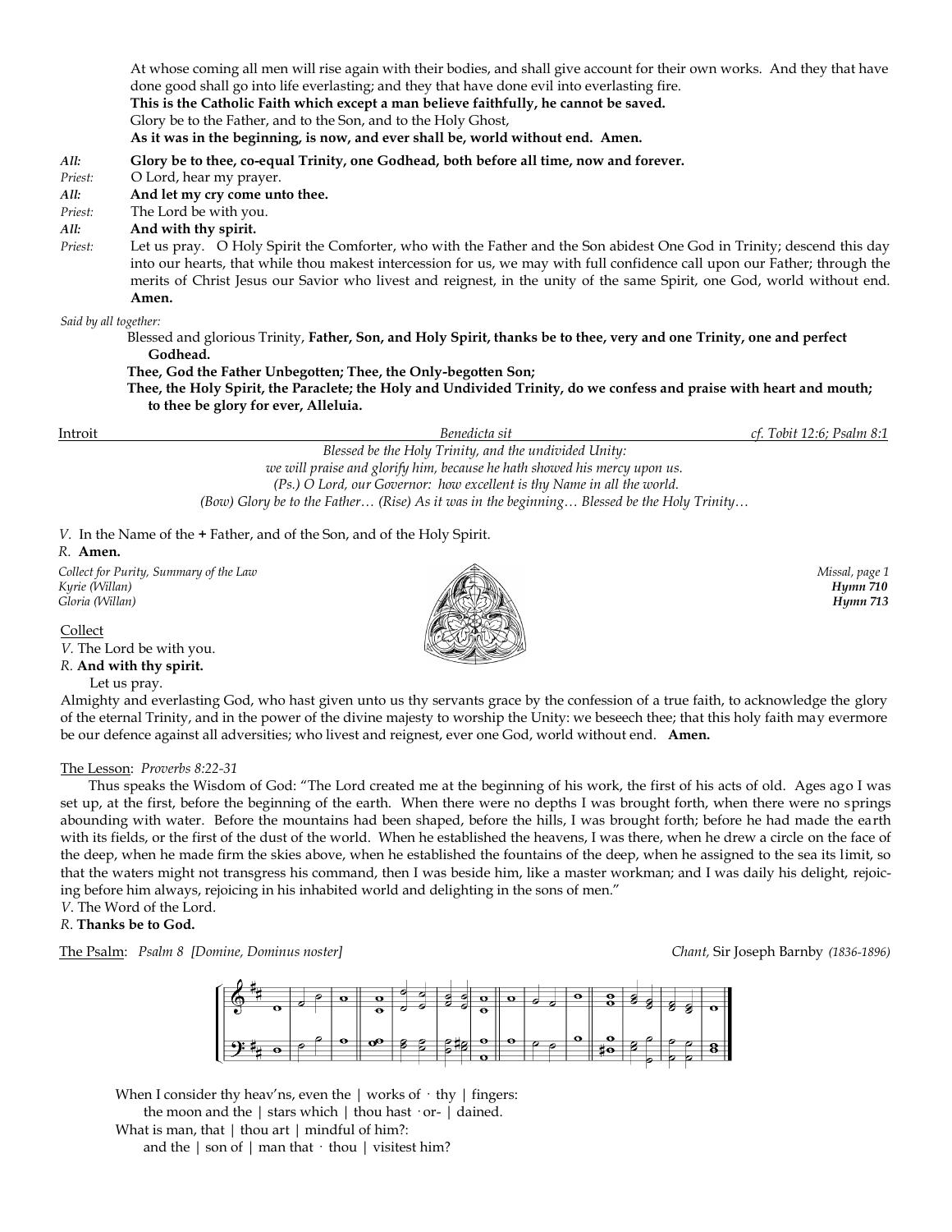At whose coming all men will rise again with their bodies, and shall give account for their own works. And they that have done good shall go into life everlasting; and they that have done evil into everlasting fire.

**This is the Catholic Faith which except a man believe faithfully, he cannot be saved.**

Glory be to the Father, and to the Son, and to the Holy Ghost,

**As it was in the beginning, is now, and ever shall be, world without end. Amen.**

*All:* **Glory be to thee, co-equal Trinity, one Godhead, both before all time, now and forever.**

*Priest:* O Lord, hear my prayer.

*All:* **And let my cry come unto thee.**

*Priest:* The Lord be with you.

*All:* **And with thy spirit.**

*Priest:* Let us pray. O Holy Spirit the Comforter, who with the Father and the Son abidest One God in Trinity; descend this day into our hearts, that while thou makest intercession for us, we may with full confidence call upon our Father; through the merits of Christ Jesus our Savior who livest and reignest, in the unity of the same Spirit, one God, world without end. **Amen.**

*Said by all together:*

Blessed and glorious Trinity, **Father, Son, and Holy Spirit, thanks be to thee, very and one Trinity, one and perfect Godhead.**

**Thee, God the Father Unbegotten; Thee, the Only-begotten Son;**

**Thee, the Holy Spirit, the Paraclete; the Holy and Undivided Trinity, do we confess and praise with heart and mouth; to thee be glory for ever, Alleluia.**

Introit — *Benedicta sit* — *cf. Tobit 12:6; Psalm 8:1*

*Blessed be the Holy Trinity, and the undivided Unity:*
*we will praise and glorify him, because he hath showed his mercy upon us.*
*(Ps.) O Lord, our Governor: how excellent is thy Name in all the world.*
*(Bow) Glory be to the Father… (Rise) As it was in the beginning… Blessed be the Holy Trinity…*

*V.* In the Name of the **+** Father, and of the Son, and of the Holy Spirit.
*R.* **Amen.**

*Collect for Purity, Summary of the Law* — *Missal, page 1*
*Kyrie (Willan)* — ***Hymn 710***
*Gloria (Willan)* — ***Hymn 713***

Collect

*V.* The Lord be with you.
*R.* **And with thy spirit.**

Let us pray.

Almighty and everlasting God, who hast given unto us thy servants grace by the confession of a true faith, to acknowledge the glory of the eternal Trinity, and in the power of the divine majesty to worship the Unity: we beseech thee; that this holy faith may evermore be our defence against all adversities; who livest and reignest, ever one God, world without end. **Amen.**

The Lesson: *Proverbs 8:22-31*

Thus speaks the Wisdom of God: "The Lord created me at the beginning of his work, the first of his acts of old. Ages ago I was set up, at the first, before the beginning of the earth. When there were no depths I was brought forth, when there were no springs abounding with water. Before the mountains had been shaped, before the hills, I was brought forth; before he had made the earth with its fields, or the first of the dust of the world. When he established the heavens, I was there, when he drew a circle on the face of the deep, when he made firm the skies above, when he established the fountains of the deep, when he assigned to the sea its limit, so that the waters might not transgress his command, then I was beside him, like a master workman; and I was daily his delight, rejoicing before him always, rejoicing in his inhabited world and delighting in the sons of men."

*V*. The Word of the Lord.
*R*. **Thanks be to God.**

The Psalm: *Psalm 8 [Domine, Dominus noster]* — *Chant,* Sir Joseph Barnby *(1836-1896)*

When I consider thy heav'ns, even the | works of · thy | fingers:
the moon and the | stars which | thou hast · or- | dained.
What is man, that | thou art | mindful of him?:
and the | son of | man that · thou | visitest him?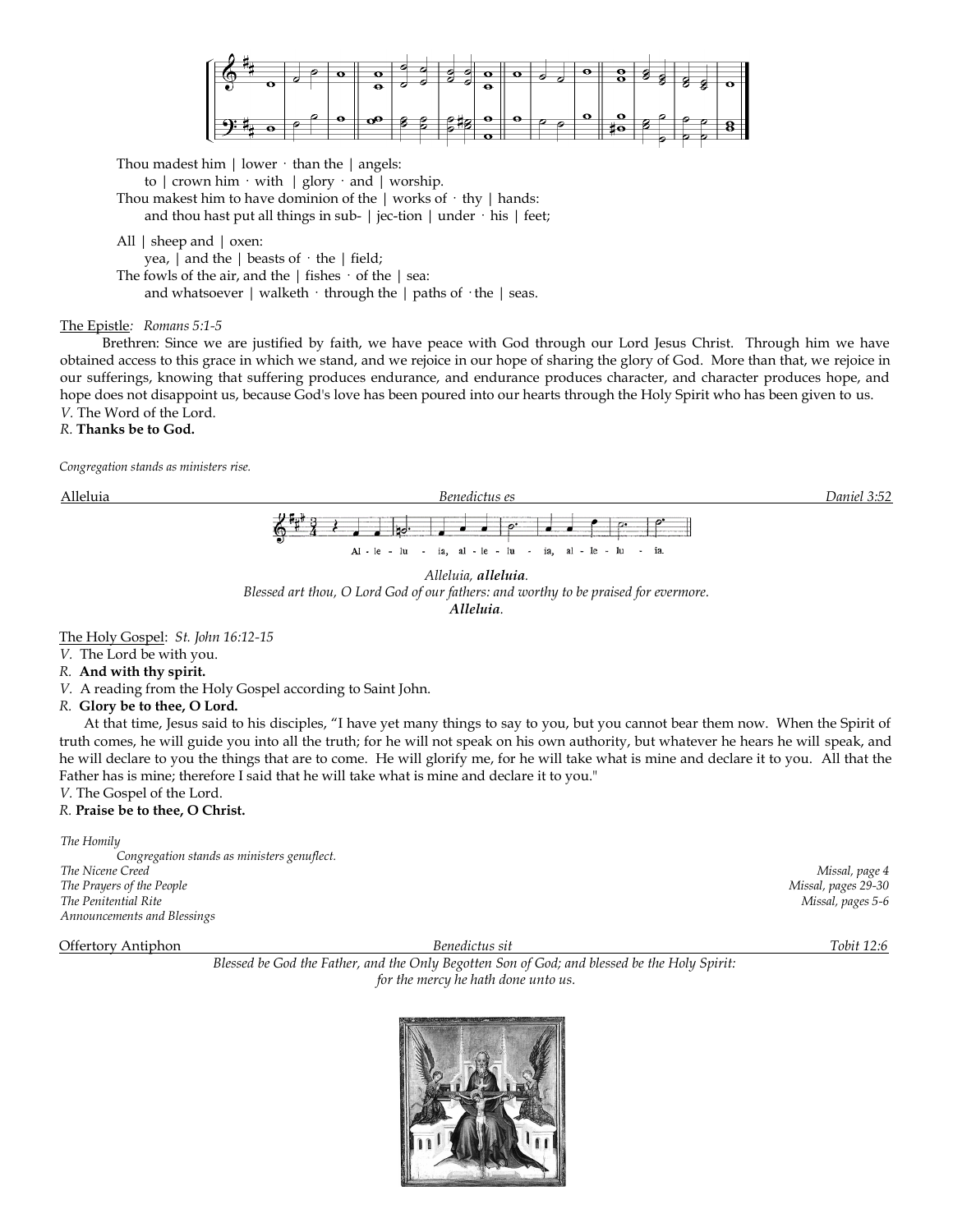Thou madest him | lower · than the | angels:
to | crown him · with | glory · and | worship.
Thou makest him to have dominion of the | works of · thy | hands:
and thou hast put all things in sub- | jec-tion | under · his | feet;

All | sheep and | oxen:
yea, | and the | beasts of · the | field;
The fowls of the air, and the | fishes · of the | sea:
and whatsoever | walketh · through the | paths of · the | seas.

The Epistle: *Romans 5:1-5*

Brethren: Since we are justified by faith, we have peace with God through our Lord Jesus Christ. Through him we have obtained access to this grace in which we stand, and we rejoice in our hope of sharing the glory of God. More than that, we rejoice in our sufferings, knowing that suffering produces endurance, and endurance produces character, and character produces hope, and hope does not disappoint us, because God's love has been poured into our hearts through the Holy Spirit who has been given to us.
*V*. The Word of the Lord.
*R*. **Thanks be to God.**

*Congregation stands as ministers rise.*

Alleluia — *Benedictus es* — *Daniel 3:52*

Al - le - lu - ia, al - le - lu - ia, al - le - lu - ia.

*Alleluia,* ***alleluia****.*
*Blessed art thou, O Lord God of our fathers: and worthy to be praised for evermore.*
***Alleluia****.*

The Holy Gospel: *St. John 16:12-15*

*V*. The Lord be with you.
*R*. **And with thy spirit.**
*V*. A reading from the Holy Gospel according to Saint John.
*R*. **Glory be to thee, O Lord.**

At that time, Jesus said to his disciples, "I have yet many things to say to you, but you cannot bear them now. When the Spirit of truth comes, he will guide you into all the truth; for he will not speak on his own authority, but whatever he hears he will speak, and he will declare to you the things that are to come. He will glorify me, for he will take what is mine and declare it to you. All that the Father has is mine; therefore I said that he will take what is mine and declare it to you."
*V*. The Gospel of the Lord.
*R*. **Praise be to thee, O Christ.**

*The Homily*
*Congregation stands as ministers genuflect.*
*The Nicene Creed* — *Missal, page 4*
*The Prayers of the People* — *Missal, pages 29-30*
*The Penitential Rite* — *Missal, pages 5-6*
*Announcements and Blessings*

Offertory Antiphon — *Benedictus sit* — *Tobit 12:6*

*Blessed be God the Father, and the Only Begotten Son of God; and blessed be the Holy Spirit: for the mercy he hath done unto us.*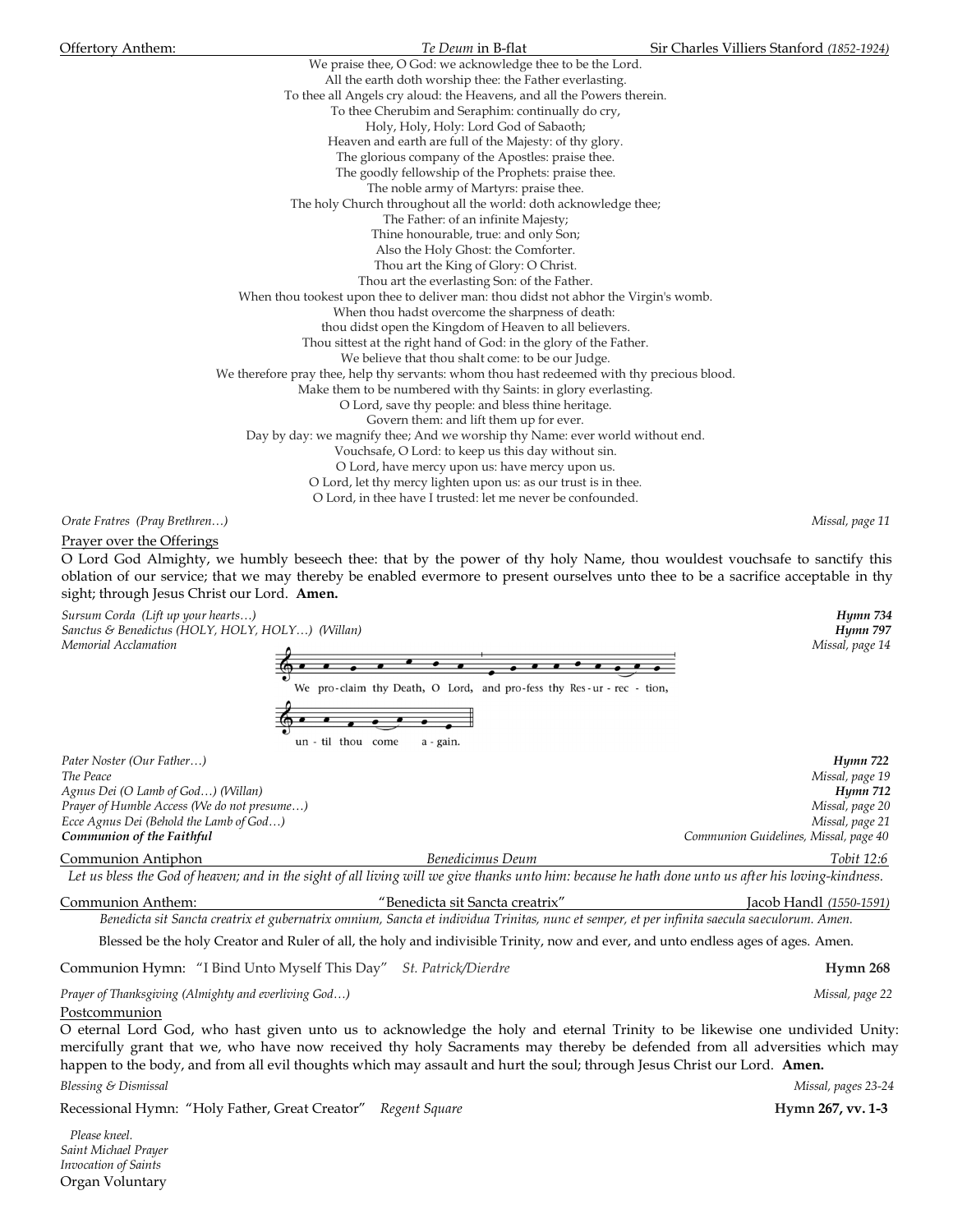Offertory Anthem: *Te Deum* in B-flat — Sir Charles Villiers Stanford *(1852-1924)*

We praise thee, O God: we acknowledge thee to be the Lord.
All the earth doth worship thee: the Father everlasting.
To thee all Angels cry aloud: the Heavens, and all the Powers therein.
To thee Cherubim and Seraphim: continually do cry,
Holy, Holy, Holy: Lord God of Sabaoth;
Heaven and earth are full of the Majesty: of thy glory.
The glorious company of the Apostles: praise thee.
The goodly fellowship of the Prophets: praise thee.
The noble army of Martyrs: praise thee.
The holy Church throughout all the world: doth acknowledge thee;
The Father: of an infinite Majesty;
Thine honourable, true: and only Son;
Also the Holy Ghost: the Comforter.
Thou art the King of Glory: O Christ.
Thou art the everlasting Son: of the Father.
When thou tookest upon thee to deliver man: thou didst not abhor the Virgin's womb.
When thou hadst overcome the sharpness of death:
thou didst open the Kingdom of Heaven to all believers.
Thou sittest at the right hand of God: in the glory of the Father.
We believe that thou shalt come: to be our Judge.
We therefore pray thee, help thy servants: whom thou hast redeemed with thy precious blood.
Make them to be numbered with thy Saints: in glory everlasting.
O Lord, save thy people: and bless thine heritage.
Govern them: and lift them up for ever.
Day by day: we magnify thee; And we worship thy Name: ever world without end.
Vouchsafe, O Lord: to keep us this day without sin.
O Lord, have mercy upon us: have mercy upon us.
O Lord, let thy mercy lighten upon us: as our trust is in thee.
O Lord, in thee have I trusted: let me never be confounded.

*Orate Fratres (Pray Brethren…)* — *Missal, page 11*

Prayer over the Offerings

O Lord God Almighty, we humbly beseech thee: that by the power of thy holy Name, thou wouldest vouchsafe to sanctify this oblation of our service; that we may thereby be enabled evermore to present ourselves unto thee to be a sacrifice acceptable in thy sight; through Jesus Christ our Lord. **Amen.**

*Sursum Corda (Lift up your hearts…)* — ***Hymn 734***
*Sanctus & Benedictus (HOLY, HOLY, HOLY…) (Willan)* — ***Hymn 797***
*Memorial Acclamation* — *Missal, page 14*

We pro-claim thy Death, O Lord, and pro-fess thy Res-ur-rec - tion,
un - til thou come a - gain.

*Pater Noster (Our Father…)* — ***Hymn 722***
*The Peace* — *Missal, page 19*
*Agnus Dei (O Lamb of God…) (Willan)* — ***Hymn 712***
*Prayer of Humble Access (We do not presume…)* — *Missal, page 20*
*Ecce Agnus Dei (Behold the Lamb of God…)* — *Missal, page 21*
***Communion of the Faithful*** — *Communion Guidelines, Missal, page 40*

Communion Antiphon — *Benedicimus Deum* — *Tobit 12:6*

*Let us bless the God of heaven; and in the sight of all living will we give thanks unto him: because he hath done unto us after his loving-kindness.*

Communion Anthem: "Benedicta sit Sancta creatrix" — Jacob Handl *(1550-1591)*

*Benedicta sit Sancta creatrix et gubernatrix omnium, Sancta et individua Trinitas, nunc et semper, et per infinita saecula saeculorum. Amen.*

Blessed be the holy Creator and Ruler of all, the holy and indivisible Trinity, now and ever, and unto endless ages of ages. Amen.

Communion Hymn: "I Bind Unto Myself This Day" *St. Patrick/Dierdre* — **Hymn 268**

*Prayer of Thanksgiving (Almighty and everliving God…)* — *Missal, page 22*

Postcommunion

O eternal Lord God, who hast given unto us to acknowledge the holy and eternal Trinity to be likewise one undivided Unity: mercifully grant that we, who have now received thy holy Sacraments may thereby be defended from all adversities which may happen to the body, and from all evil thoughts which may assault and hurt the soul; through Jesus Christ our Lord. **Amen.**

*Blessing & Dismissal* — *Missal, pages 23-24*

Recessional Hymn: "Holy Father, Great Creator" *Regent Square* — **Hymn 267, vv. 1-3**

*Please kneel.*
*Saint Michael Prayer*
*Invocation of Saints*
Organ Voluntary